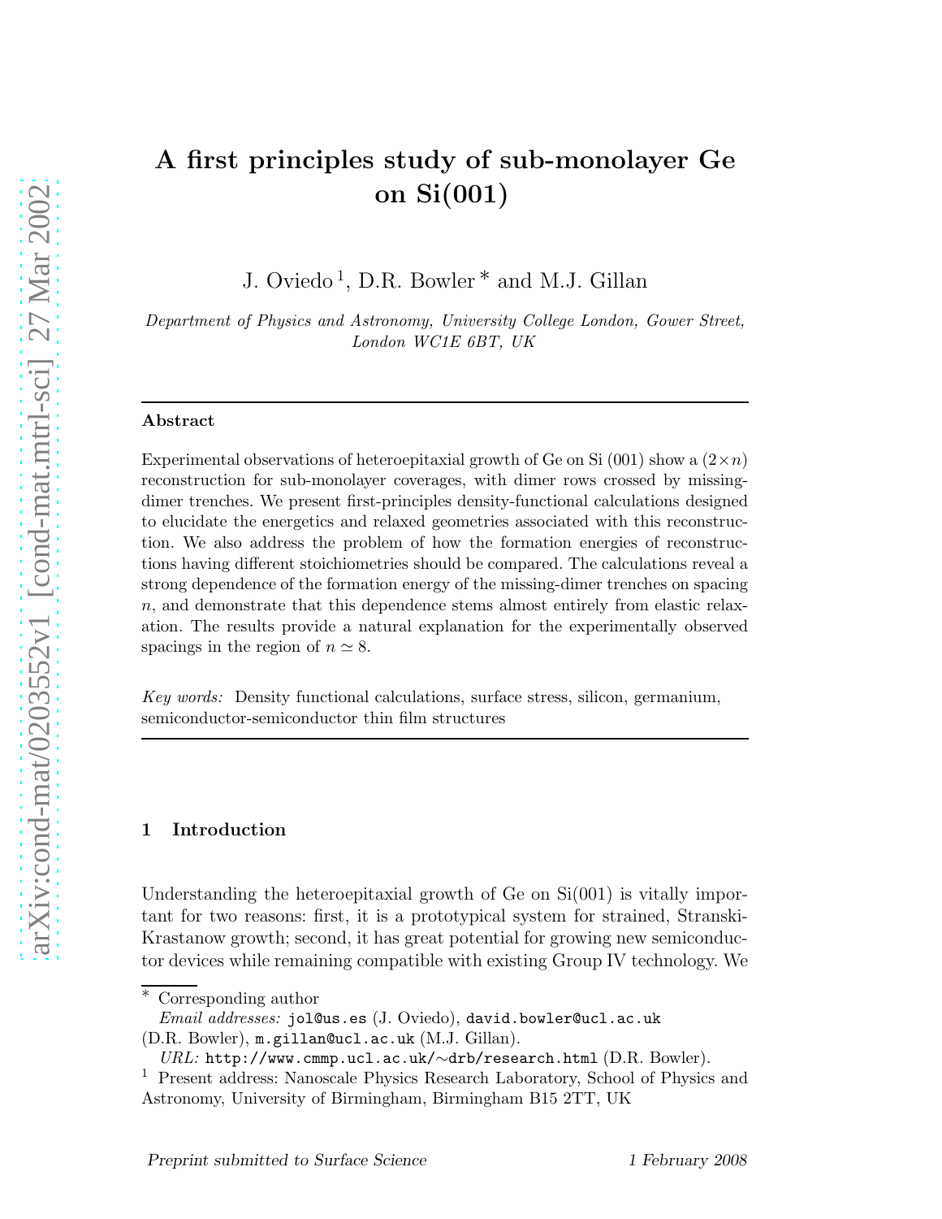# A first principles study of sub-monolayer Ge on Si(001)

J. Oviedo [1], D.R. Bowler [*] and M.J. Gillan

*Department of Physics and Astronomy, University College London, Gower Street, London WC1E 6BT, UK*

---

### Abstract

Experimental observations of heteroepitaxial growth of Ge on Si (001) show a $(2\times n)$ reconstruction for sub-monolayer coverages, with dimer rows crossed by missing-dimer trenches. We present first-principles density-functional calculations designed to elucidate the energetics and relaxed geometries associated with this reconstruction. We also address the problem of how the formation energies of reconstructions having different stoichiometries should be compared. The calculations reveal a strong dependence of the formation energy of the missing-dimer trenches on spacing $n$, and demonstrate that this dependence stems almost entirely from elastic relaxation. The results provide a natural explanation for the experimentally observed spacings in the region of $n \simeq 8$.

*Key words:* Density functional calculations, surface stress, silicon, germanium, semiconductor-semiconductor thin film structures

---

## 1 Introduction

Understanding the heteroepitaxial growth of Ge on Si(001) is vitally important for two reasons: first, it is a prototypical system for strained, Stranski-Krastanow growth; second, it has great potential for growing new semiconductor devices while remaining compatible with existing Group IV technology. We

[*] Corresponding author
*Email addresses:* `jol@us.es` (J. Oviedo), `david.bowler@ucl.ac.uk` (D.R. Bowler), `m.gillan@ucl.ac.uk` (M.J. Gillan).
*URL:* `http://www.cmmp.ucl.ac.uk/~drb/research.html` (D.R. Bowler).

[1] Present address: Nanoscale Physics Research Laboratory, School of Physics and Astronomy, University of Birmingham, Birmingham B15 2TT, UK

Preprint submitted to Surface Science 1 February 2008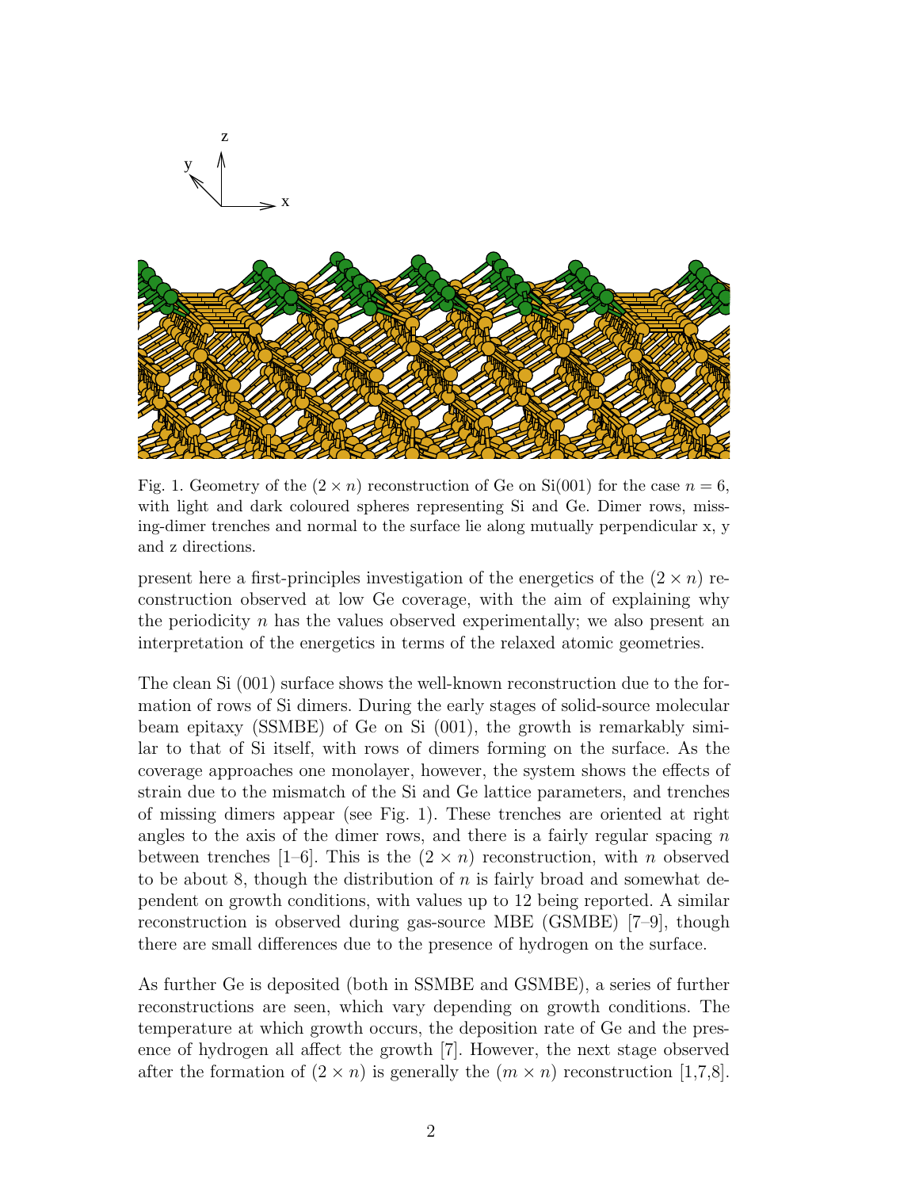Fig. 1. Geometry of the $(2 \times n)$ reconstruction of Ge on Si(001) for the case $n = 6$, with light and dark coloured spheres representing Si and Ge. Dimer rows, missing-dimer trenches and normal to the surface lie along mutually perpendicular x, y and z directions.

present here a first-principles investigation of the energetics of the $(2 \times n)$ reconstruction observed at low Ge coverage, with the aim of explaining why the periodicity $n$ has the values observed experimentally; we also present an interpretation of the energetics in terms of the relaxed atomic geometries.

The clean Si (001) surface shows the well-known reconstruction due to the formation of rows of Si dimers. During the early stages of solid-source molecular beam epitaxy (SSMBE) of Ge on Si (001), the growth is remarkably similar to that of Si itself, with rows of dimers forming on the surface. As the coverage approaches one monolayer, however, the system shows the effects of strain due to the mismatch of the Si and Ge lattice parameters, and trenches of missing dimers appear (see Fig. 1). These trenches are oriented at right angles to the axis of the dimer rows, and there is a fairly regular spacing $n$ between trenches [1–6]. This is the $(2 \times n)$ reconstruction, with $n$ observed to be about 8, though the distribution of $n$ is fairly broad and somewhat dependent on growth conditions, with values up to 12 being reported. A similar reconstruction is observed during gas-source MBE (GSMBE) [7–9], though there are small differences due to the presence of hydrogen on the surface.

As further Ge is deposited (both in SSMBE and GSMBE), a series of further reconstructions are seen, which vary depending on growth conditions. The temperature at which growth occurs, the deposition rate of Ge and the presence of hydrogen all affect the growth [7]. However, the next stage observed after the formation of $(2 \times n)$ is generally the $(m \times n)$ reconstruction [1,7,8].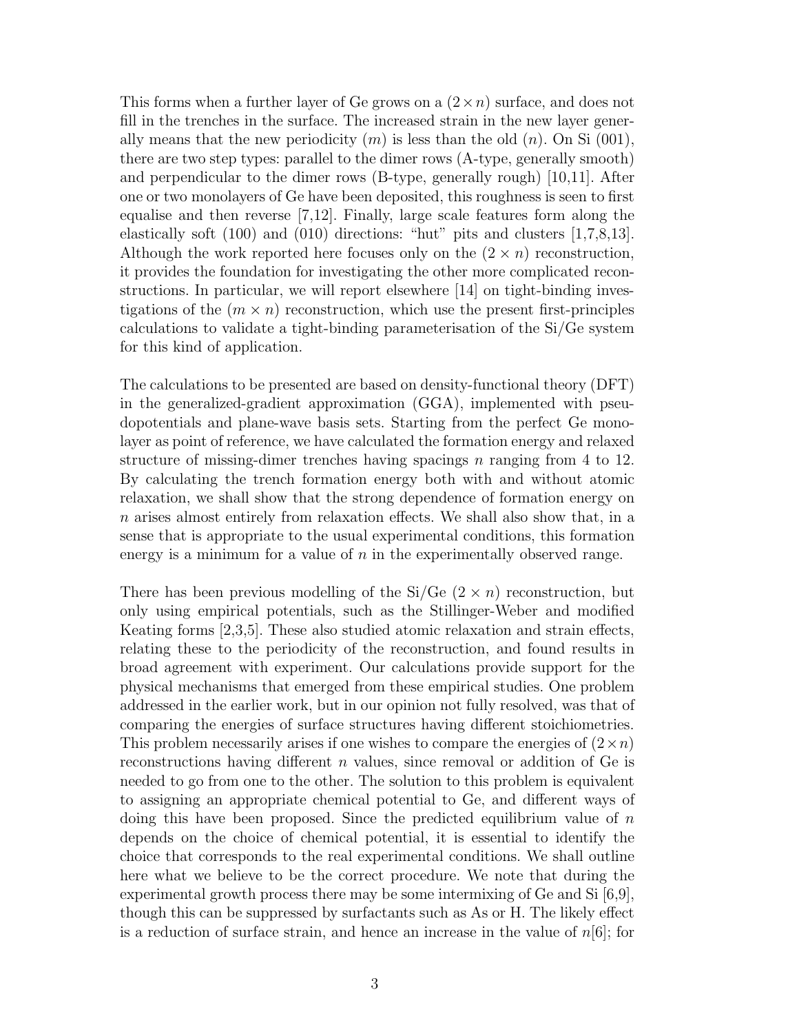This forms when a further layer of Ge grows on a $(2 \times n)$ surface, and does not fill in the trenches in the surface. The increased strain in the new layer generally means that the new periodicity $(m)$ is less than the old $(n)$. On Si (001), there are two step types: parallel to the dimer rows (A-type, generally smooth) and perpendicular to the dimer rows (B-type, generally rough) [10,11]. After one or two monolayers of Ge have been deposited, this roughness is seen to first equalise and then reverse [7,12]. Finally, large scale features form along the elastically soft (100) and (010) directions: "hut" pits and clusters [1,7,8,13]. Although the work reported here focuses only on the $(2 \times n)$ reconstruction, it provides the foundation for investigating the other more complicated reconstructions. In particular, we will report elsewhere [14] on tight-binding investigations of the $(m \times n)$ reconstruction, which use the present first-principles calculations to validate a tight-binding parameterisation of the Si/Ge system for this kind of application.

The calculations to be presented are based on density-functional theory (DFT) in the generalized-gradient approximation (GGA), implemented with pseudopotentials and plane-wave basis sets. Starting from the perfect Ge monolayer as point of reference, we have calculated the formation energy and relaxed structure of missing-dimer trenches having spacings $n$ ranging from 4 to 12. By calculating the trench formation energy both with and without atomic relaxation, we shall show that the strong dependence of formation energy on $n$ arises almost entirely from relaxation effects. We shall also show that, in a sense that is appropriate to the usual experimental conditions, this formation energy is a minimum for a value of $n$ in the experimentally observed range.

There has been previous modelling of the Si/Ge $(2 \times n)$ reconstruction, but only using empirical potentials, such as the Stillinger-Weber and modified Keating forms [2,3,5]. These also studied atomic relaxation and strain effects, relating these to the periodicity of the reconstruction, and found results in broad agreement with experiment. Our calculations provide support for the physical mechanisms that emerged from these empirical studies. One problem addressed in the earlier work, but in our opinion not fully resolved, was that of comparing the energies of surface structures having different stoichiometries. This problem necessarily arises if one wishes to compare the energies of $(2 \times n)$ reconstructions having different $n$ values, since removal or addition of Ge is needed to go from one to the other. The solution to this problem is equivalent to assigning an appropriate chemical potential to Ge, and different ways of doing this have been proposed. Since the predicted equilibrium value of $n$ depends on the choice of chemical potential, it is essential to identify the choice that corresponds to the real experimental conditions. We shall outline here what we believe to be the correct procedure. We note that during the experimental growth process there may be some intermixing of Ge and Si [6,9], though this can be suppressed by surfactants such as As or H. The likely effect is a reduction of surface strain, and hence an increase in the value of $n$[6]; for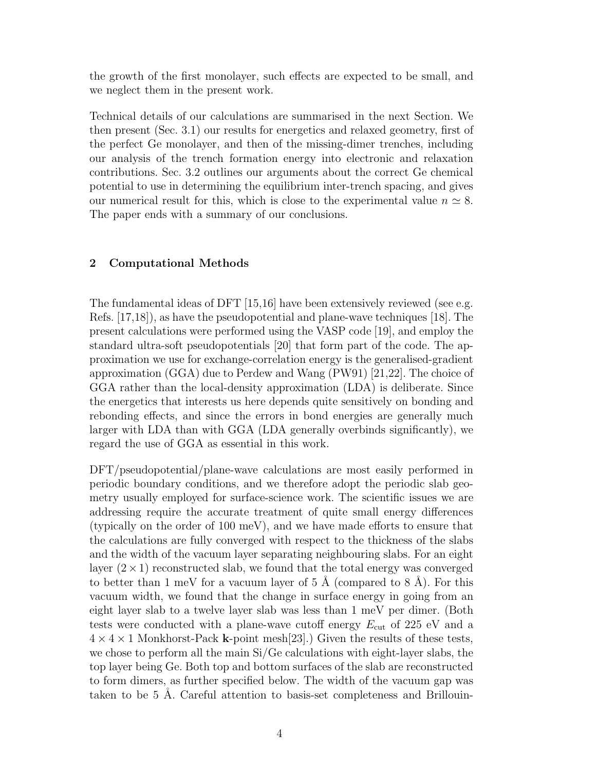the growth of the first monolayer, such effects are expected to be small, and we neglect them in the present work.

Technical details of our calculations are summarised in the next Section. We then present (Sec. 3.1) our results for energetics and relaxed geometry, first of the perfect Ge monolayer, and then of the missing-dimer trenches, including our analysis of the trench formation energy into electronic and relaxation contributions. Sec. 3.2 outlines our arguments about the correct Ge chemical potential to use in determining the equilibrium inter-trench spacing, and gives our numerical result for this, which is close to the experimental value $n \simeq 8$. The paper ends with a summary of our conclusions.

## 2 Computational Methods

The fundamental ideas of DFT [15,16] have been extensively reviewed (see e.g. Refs. [17,18]), as have the pseudopotential and plane-wave techniques [18]. The present calculations were performed using the VASP code [19], and employ the standard ultra-soft pseudopotentials [20] that form part of the code. The approximation we use for exchange-correlation energy is the generalised-gradient approximation (GGA) due to Perdew and Wang (PW91) [21,22]. The choice of GGA rather than the local-density approximation (LDA) is deliberate. Since the energetics that interests us here depends quite sensitively on bonding and rebonding effects, and since the errors in bond energies are generally much larger with LDA than with GGA (LDA generally overbinds significantly), we regard the use of GGA as essential in this work.

DFT/pseudopotential/plane-wave calculations are most easily performed in periodic boundary conditions, and we therefore adopt the periodic slab geometry usually employed for surface-science work. The scientific issues we are addressing require the accurate treatment of quite small energy differences (typically on the order of 100 meV), and we have made efforts to ensure that the calculations are fully converged with respect to the thickness of the slabs and the width of the vacuum layer separating neighbouring slabs. For an eight layer $(2 \times 1)$ reconstructed slab, we found that the total energy was converged to better than 1 meV for a vacuum layer of 5 Å (compared to 8 Å). For this vacuum width, we found that the change in surface energy in going from an eight layer slab to a twelve layer slab was less than 1 meV per dimer. (Both tests were conducted with a plane-wave cutoff energy $E_{\mathrm{cut}}$ of 225 eV and a $4 \times 4 \times 1$ Monkhorst-Pack **k**-point mesh[23].) Given the results of these tests, we chose to perform all the main Si/Ge calculations with eight-layer slabs, the top layer being Ge. Both top and bottom surfaces of the slab are reconstructed to form dimers, as further specified below. The width of the vacuum gap was taken to be 5 Å. Careful attention to basis-set completeness and Brillouin-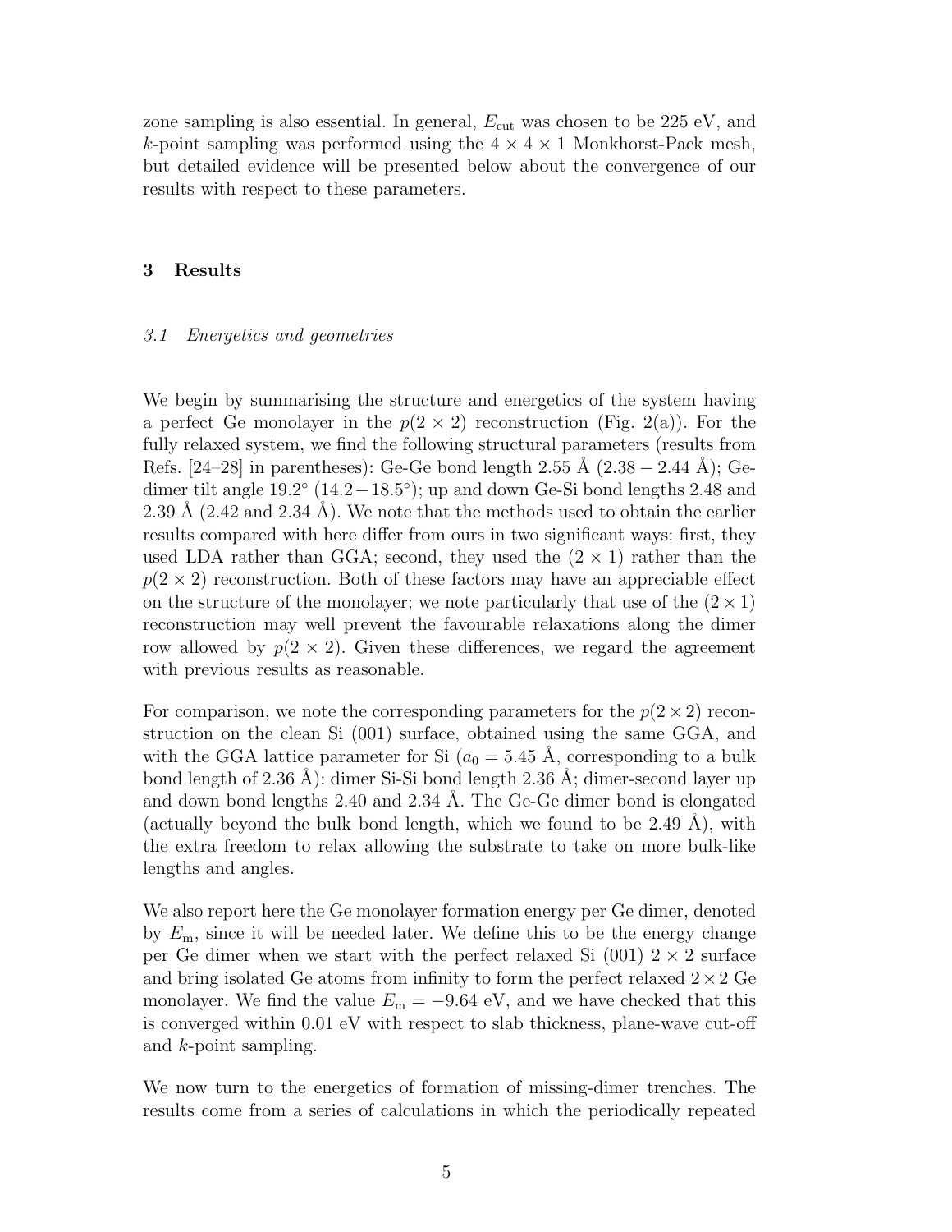zone sampling is also essential. In general, $E_{\mathrm{cut}}$ was chosen to be 225 eV, and $k$-point sampling was performed using the $4 \times 4 \times 1$ Monkhorst-Pack mesh, but detailed evidence will be presented below about the convergence of our results with respect to these parameters.

## 3 Results

### *3.1 Energetics and geometries*

We begin by summarising the structure and energetics of the system having a perfect Ge monolayer in the $p(2 \times 2)$ reconstruction (Fig. 2(a)). For the fully relaxed system, we find the following structural parameters (results from Refs. [24–28] in parentheses): Ge-Ge bond length 2.55 Å (2.38 − 2.44 Å); Ge-dimer tilt angle 19.2° (14.2 − 18.5°); up and down Ge-Si bond lengths 2.48 and 2.39 Å (2.42 and 2.34 Å). We note that the methods used to obtain the earlier results compared with here differ from ours in two significant ways: first, they used LDA rather than GGA; second, they used the $(2 \times 1)$ rather than the $p(2 \times 2)$ reconstruction. Both of these factors may have an appreciable effect on the structure of the monolayer; we note particularly that use of the $(2 \times 1)$ reconstruction may well prevent the favourable relaxations along the dimer row allowed by $p(2 \times 2)$. Given these differences, we regard the agreement with previous results as reasonable.

For comparison, we note the corresponding parameters for the $p(2 \times 2)$ reconstruction on the clean Si (001) surface, obtained using the same GGA, and with the GGA lattice parameter for Si ($a_0 = 5.45$ Å, corresponding to a bulk bond length of 2.36 Å): dimer Si-Si bond length 2.36 Å; dimer-second layer up and down bond lengths 2.40 and 2.34 Å. The Ge-Ge dimer bond is elongated (actually beyond the bulk bond length, which we found to be 2.49 Å), with the extra freedom to relax allowing the substrate to take on more bulk-like lengths and angles.

We also report here the Ge monolayer formation energy per Ge dimer, denoted by $E_{\mathrm{m}}$, since it will be needed later. We define this to be the energy change per Ge dimer when we start with the perfect relaxed Si (001) $2 \times 2$ surface and bring isolated Ge atoms from infinity to form the perfect relaxed $2 \times 2$ Ge monolayer. We find the value $E_{\mathrm{m}} = -9.64$ eV, and we have checked that this is converged within 0.01 eV with respect to slab thickness, plane-wave cut-off and $k$-point sampling.

We now turn to the energetics of formation of missing-dimer trenches. The results come from a series of calculations in which the periodically repeated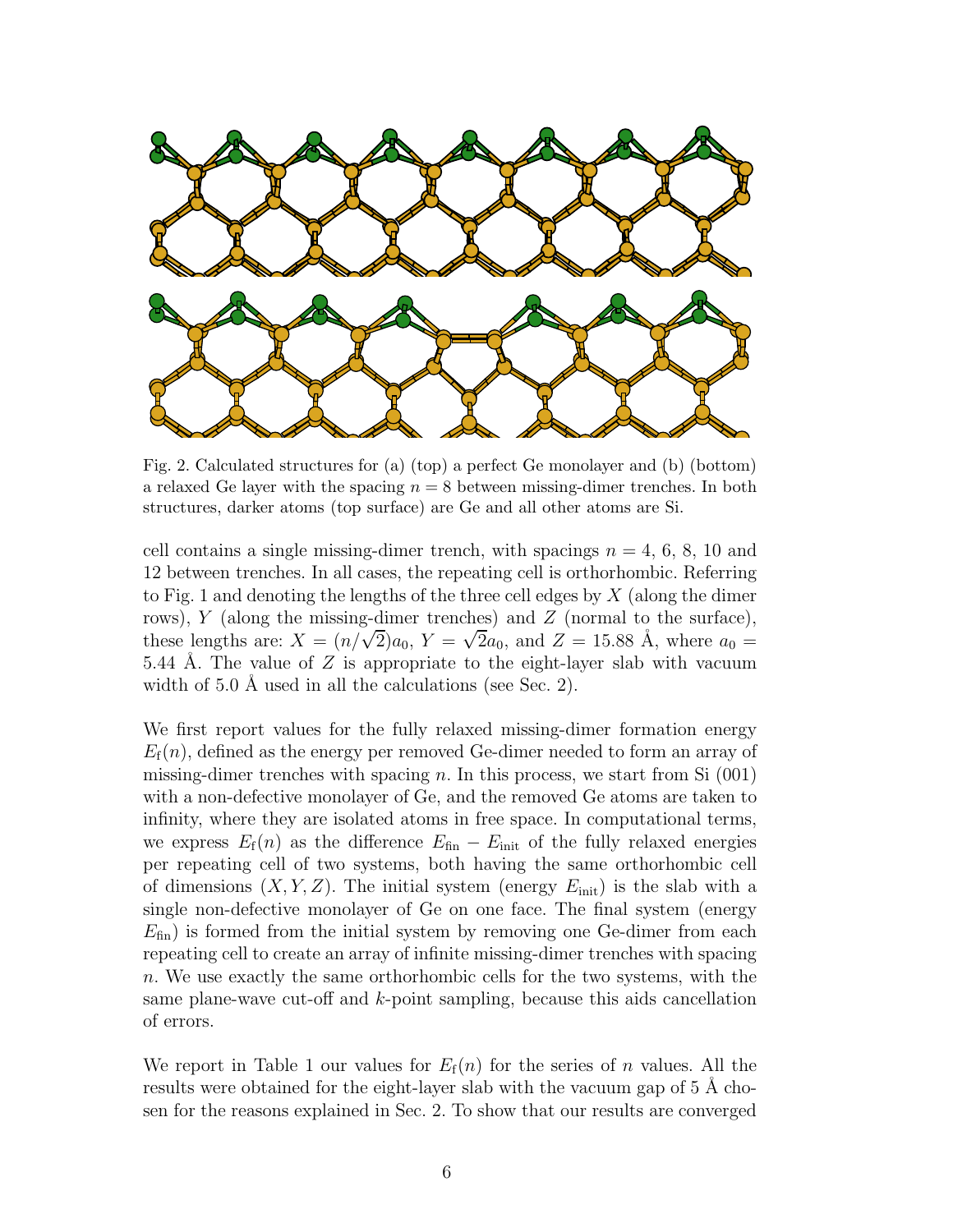Fig. 2. Calculated structures for (a) (top) a perfect Ge monolayer and (b) (bottom) a relaxed Ge layer with the spacing $n = 8$ between missing-dimer trenches. In both structures, darker atoms (top surface) are Ge and all other atoms are Si.

cell contains a single missing-dimer trench, with spacings $n = 4$, 6, 8, 10 and 12 between trenches. In all cases, the repeating cell is orthorhombic. Referring to Fig. 1 and denoting the lengths of the three cell edges by $X$ (along the dimer rows), $Y$ (along the missing-dimer trenches) and $Z$ (normal to the surface), these lengths are: $X = (n/\sqrt{2})a_0$, $Y = \sqrt{2}a_0$, and $Z = 15.88$ Å, where $a_0 = 5.44$ Å. The value of $Z$ is appropriate to the eight-layer slab with vacuum width of 5.0 Å used in all the calculations (see Sec. 2).

We first report values for the fully relaxed missing-dimer formation energy $E_{\rm f}(n)$, defined as the energy per removed Ge-dimer needed to form an array of missing-dimer trenches with spacing $n$. In this process, we start from Si (001) with a non-defective monolayer of Ge, and the removed Ge atoms are taken to infinity, where they are isolated atoms in free space. In computational terms, we express $E_{\rm f}(n)$ as the difference $E_{\rm fin} - E_{\rm init}$ of the fully relaxed energies per repeating cell of two systems, both having the same orthorhombic cell of dimensions $(X, Y, Z)$. The initial system (energy $E_{\rm init}$) is the slab with a single non-defective monolayer of Ge on one face. The final system (energy $E_{\rm fin}$) is formed from the initial system by removing one Ge-dimer from each repeating cell to create an array of infinite missing-dimer trenches with spacing $n$. We use exactly the same orthorhombic cells for the two systems, with the same plane-wave cut-off and $k$-point sampling, because this aids cancellation of errors.

We report in Table 1 our values for $E_{\rm f}(n)$ for the series of $n$ values. All the results were obtained for the eight-layer slab with the vacuum gap of 5 Å chosen for the reasons explained in Sec. 2. To show that our results are converged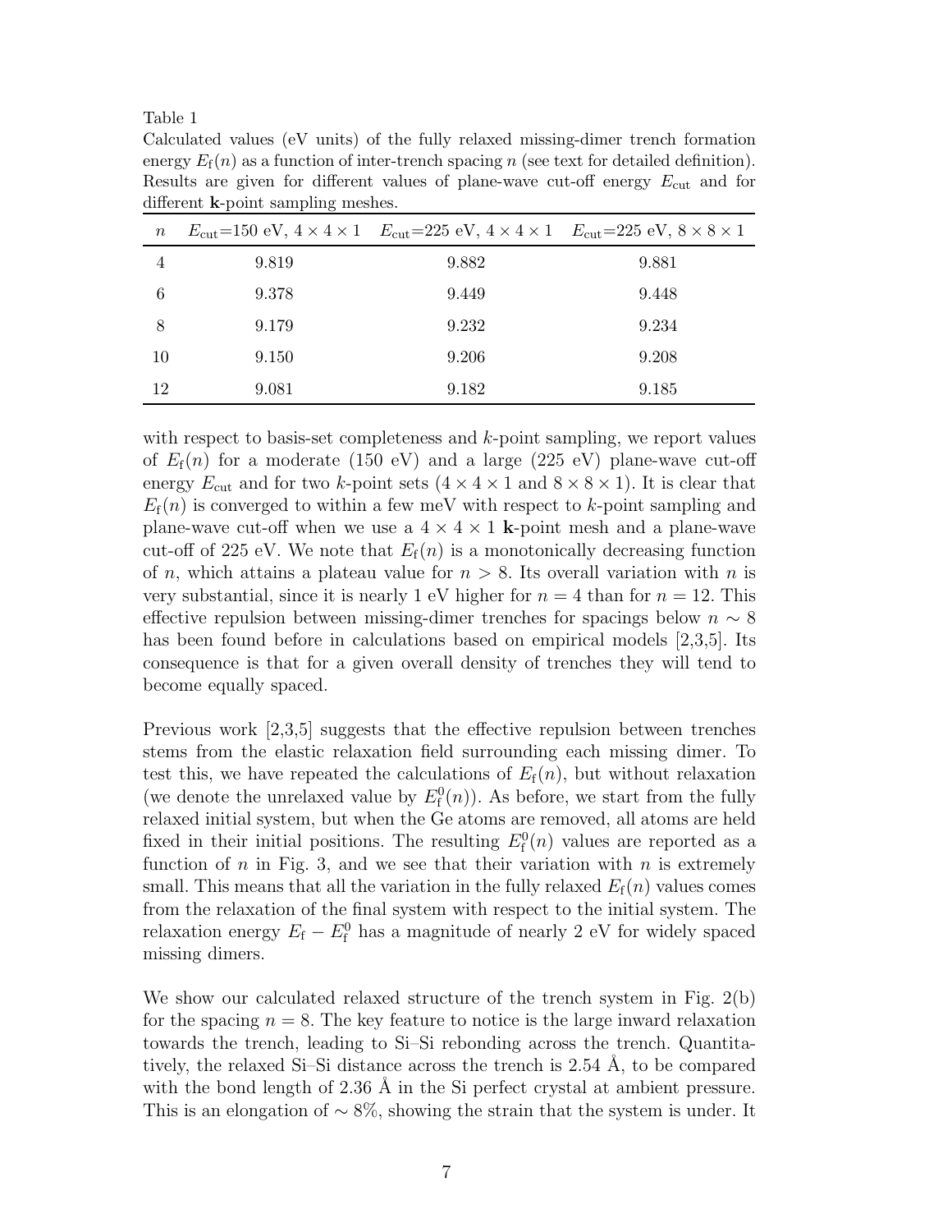Table 1
Calculated values (eV units) of the fully relaxed missing-dimer trench formation energy $E_\mathrm{f}(n)$ as a function of inter-trench spacing $n$ (see text for detailed definition). Results are given for different values of plane-wave cut-off energy $E_\mathrm{cut}$ and for different **k**-point sampling meshes.

| $n$ | $E_\mathrm{cut}$=150 eV, $4 \times 4 \times 1$ | $E_\mathrm{cut}$=225 eV, $4 \times 4 \times 1$ | $E_\mathrm{cut}$=225 eV, $8 \times 8 \times 1$ |
|---|---|---|---|
| 4 | 9.819 | 9.882 | 9.881 |
| 6 | 9.378 | 9.449 | 9.448 |
| 8 | 9.179 | 9.232 | 9.234 |
| 10 | 9.150 | 9.206 | 9.208 |
| 12 | 9.081 | 9.182 | 9.185 |

with respect to basis-set completeness and $k$-point sampling, we report values of $E_\mathrm{f}(n)$ for a moderate (150 eV) and a large (225 eV) plane-wave cut-off energy $E_\mathrm{cut}$ and for two $k$-point sets ($4 \times 4 \times 1$ and $8 \times 8 \times 1$). It is clear that $E_\mathrm{f}(n)$ is converged to within a few meV with respect to $k$-point sampling and plane-wave cut-off when we use a $4 \times 4 \times 1$ **k**-point mesh and a plane-wave cut-off of 225 eV. We note that $E_\mathrm{f}(n)$ is a monotonically decreasing function of $n$, which attains a plateau value for $n > 8$. Its overall variation with $n$ is very substantial, since it is nearly 1 eV higher for $n = 4$ than for $n = 12$. This effective repulsion between missing-dimer trenches for spacings below $n \sim 8$ has been found before in calculations based on empirical models [2,3,5]. Its consequence is that for a given overall density of trenches they will tend to become equally spaced.

Previous work [2,3,5] suggests that the effective repulsion between trenches stems from the elastic relaxation field surrounding each missing dimer. To test this, we have repeated the calculations of $E_\mathrm{f}(n)$, but without relaxation (we denote the unrelaxed value by $E_\mathrm{f}^0(n)$). As before, we start from the fully relaxed initial system, but when the Ge atoms are removed, all atoms are held fixed in their initial positions. The resulting $E_\mathrm{f}^0(n)$ values are reported as a function of $n$ in Fig. 3, and we see that their variation with $n$ is extremely small. This means that all the variation in the fully relaxed $E_\mathrm{f}(n)$ values comes from the relaxation of the final system with respect to the initial system. The relaxation energy $E_\mathrm{f} - E_\mathrm{f}^0$ has a magnitude of nearly 2 eV for widely spaced missing dimers.

We show our calculated relaxed structure of the trench system in Fig. 2(b) for the spacing $n = 8$. The key feature to notice is the large inward relaxation towards the trench, leading to Si–Si rebonding across the trench. Quantitatively, the relaxed Si–Si distance across the trench is 2.54 Å, to be compared with the bond length of 2.36 Å in the Si perfect crystal at ambient pressure. This is an elongation of $\sim 8\%$, showing the strain that the system is under. It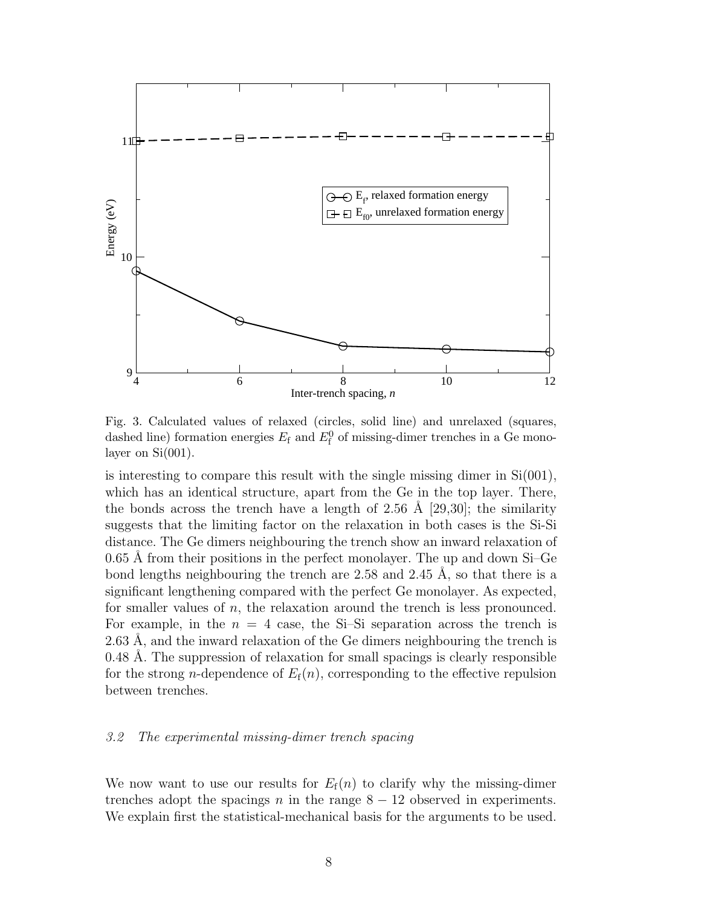Fig. 3. Calculated values of relaxed (circles, solid line) and unrelaxed (squares, dashed line) formation energies $E_\mathrm{f}$ and $E_\mathrm{f}^0$ of missing-dimer trenches in a Ge monolayer on Si(001).

is interesting to compare this result with the single missing dimer in Si(001), which has an identical structure, apart from the Ge in the top layer. There, the bonds across the trench have a length of 2.56 Å [29,30]; the similarity suggests that the limiting factor on the relaxation in both cases is the Si-Si distance. The Ge dimers neighbouring the trench show an inward relaxation of 0.65 Å from their positions in the perfect monolayer. The up and down Si–Ge bond lengths neighbouring the trench are 2.58 and 2.45 Å, so that there is a significant lengthening compared with the perfect Ge monolayer. As expected, for smaller values of $n$, the relaxation around the trench is less pronounced. For example, in the $n = 4$ case, the Si–Si separation across the trench is 2.63 Å, and the inward relaxation of the Ge dimers neighbouring the trench is 0.48 Å. The suppression of relaxation for small spacings is clearly responsible for the strong $n$-dependence of $E_\mathrm{f}(n)$, corresponding to the effective repulsion between trenches.

### *3.2 The experimental missing-dimer trench spacing*

We now want to use our results for $E_\mathrm{f}(n)$ to clarify why the missing-dimer trenches adopt the spacings $n$ in the range $8 - 12$ observed in experiments. We explain first the statistical-mechanical basis for the arguments to be used.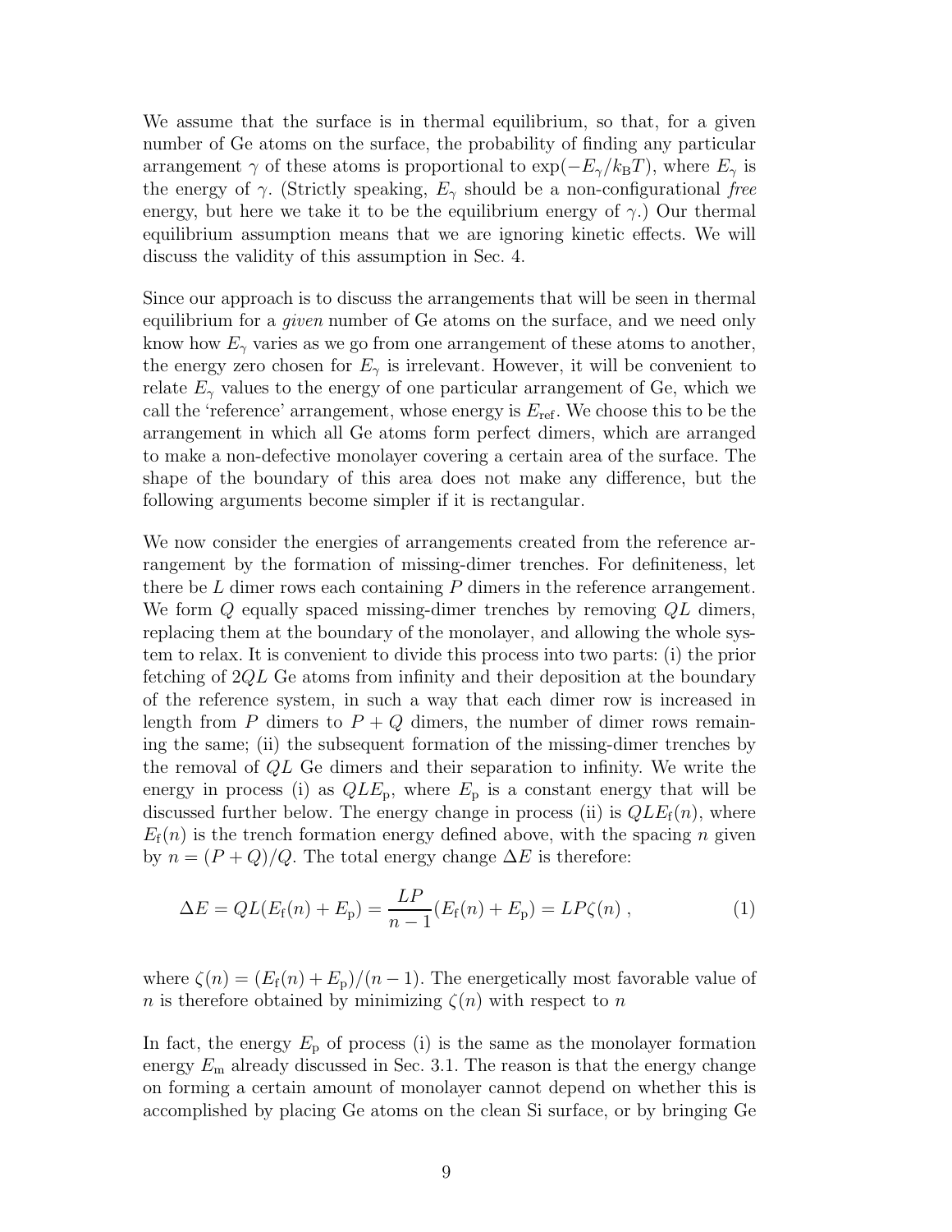We assume that the surface is in thermal equilibrium, so that, for a given number of Ge atoms on the surface, the probability of finding any particular arrangement $\gamma$ of these atoms is proportional to $\exp(-E_\gamma / k_\mathrm{B} T)$, where $E_\gamma$ is the energy of $\gamma$. (Strictly speaking, $E_\gamma$ should be a non-configurational *free* energy, but here we take it to be the equilibrium energy of $\gamma$.) Our thermal equilibrium assumption means that we are ignoring kinetic effects. We will discuss the validity of this assumption in Sec. 4.

Since our approach is to discuss the arrangements that will be seen in thermal equilibrium for a *given* number of Ge atoms on the surface, and we need only know how $E_\gamma$ varies as we go from one arrangement of these atoms to another, the energy zero chosen for $E_\gamma$ is irrelevant. However, it will be convenient to relate $E_\gamma$ values to the energy of one particular arrangement of Ge, which we call the 'reference' arrangement, whose energy is $E_\mathrm{ref}$. We choose this to be the arrangement in which all Ge atoms form perfect dimers, which are arranged to make a non-defective monolayer covering a certain area of the surface. The shape of the boundary of this area does not make any difference, but the following arguments become simpler if it is rectangular.

We now consider the energies of arrangements created from the reference arrangement by the formation of missing-dimer trenches. For definiteness, let there be $L$ dimer rows each containing $P$ dimers in the reference arrangement. We form $Q$ equally spaced missing-dimer trenches by removing $QL$ dimers, replacing them at the boundary of the monolayer, and allowing the whole system to relax. It is convenient to divide this process into two parts: (i) the prior fetching of $2QL$ Ge atoms from infinity and their deposition at the boundary of the reference system, in such a way that each dimer row is increased in length from $P$ dimers to $P+Q$ dimers, the number of dimer rows remaining the same; (ii) the subsequent formation of the missing-dimer trenches by the removal of $QL$ Ge dimers and their separation to infinity. We write the energy in process (i) as $QLE_\mathrm{p}$, where $E_\mathrm{p}$ is a constant energy that will be discussed further below. The energy change in process (ii) is $QLE_\mathrm{f}(n)$, where $E_\mathrm{f}(n)$ is the trench formation energy defined above, with the spacing $n$ given by $n = (P+Q)/Q$. The total energy change $\Delta E$ is therefore:

$$\Delta E = QL(E_\mathrm{f}(n) + E_\mathrm{p}) = \frac{LP}{n-1}(E_\mathrm{f}(n) + E_\mathrm{p}) = LP\zeta(n) \; , \tag{1}$$

where $\zeta(n) = (E_\mathrm{f}(n) + E_\mathrm{p})/(n-1)$. The energetically most favorable value of $n$ is therefore obtained by minimizing $\zeta(n)$ with respect to $n$

In fact, the energy $E_\mathrm{p}$ of process (i) is the same as the monolayer formation energy $E_\mathrm{m}$ already discussed in Sec. 3.1. The reason is that the energy change on forming a certain amount of monolayer cannot depend on whether this is accomplished by placing Ge atoms on the clean Si surface, or by bringing Ge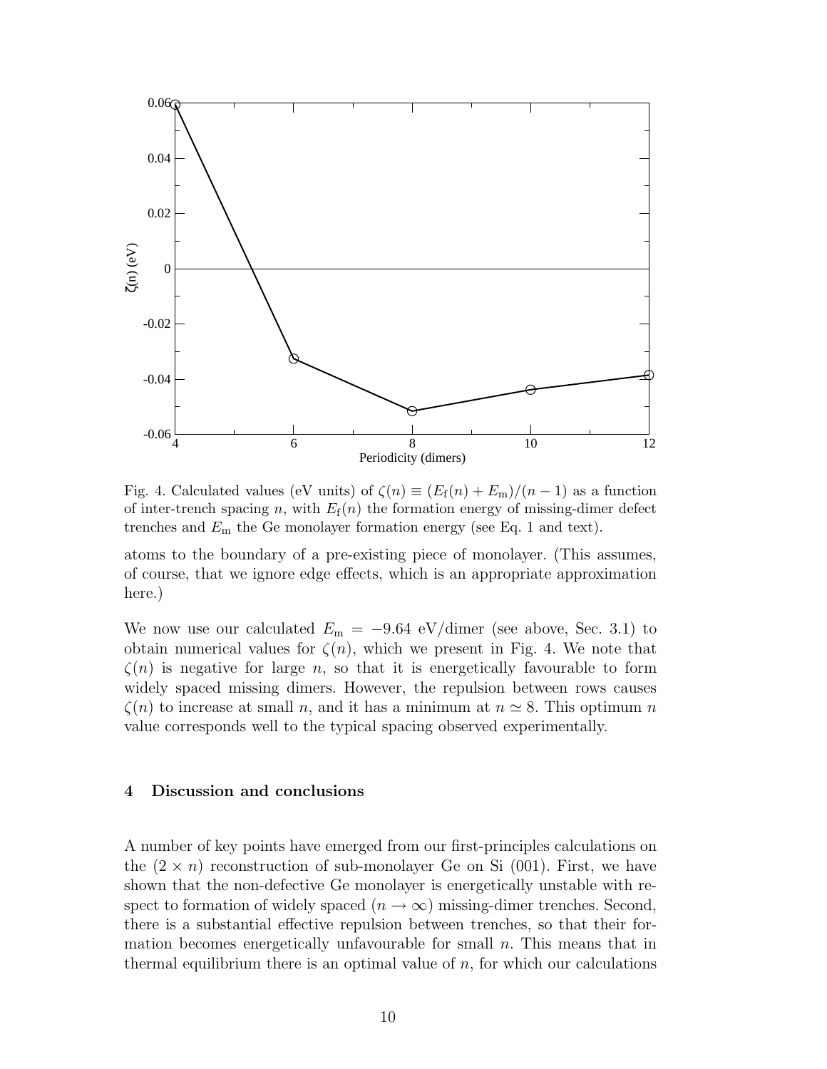Fig. 4. Calculated values (eV units) of $\zeta(n) \equiv (E_\mathrm{f}(n) + E_\mathrm{m})/(n-1)$ as a function of inter-trench spacing $n$, with $E_\mathrm{f}(n)$ the formation energy of missing-dimer defect trenches and $E_\mathrm{m}$ the Ge monolayer formation energy (see Eq. 1 and text).

atoms to the boundary of a pre-existing piece of monolayer. (This assumes, of course, that we ignore edge effects, which is an appropriate approximation here.)

We now use our calculated $E_\mathrm{m} = -9.64$ eV/dimer (see above, Sec. 3.1) to obtain numerical values for $\zeta(n)$, which we present in Fig. 4. We note that $\zeta(n)$ is negative for large $n$, so that it is energetically favourable to form widely spaced missing dimers. However, the repulsion between rows causes $\zeta(n)$ to increase at small $n$, and it has a minimum at $n \simeq 8$. This optimum $n$ value corresponds well to the typical spacing observed experimentally.

## 4 Discussion and conclusions

A number of key points have emerged from our first-principles calculations on the $(2 \times n)$ reconstruction of sub-monolayer Ge on Si (001). First, we have shown that the non-defective Ge monolayer is energetically unstable with respect to formation of widely spaced ($n \to \infty$) missing-dimer trenches. Second, there is a substantial effective repulsion between trenches, so that their formation becomes energetically unfavourable for small $n$. This means that in thermal equilibrium there is an optimal value of $n$, for which our calculations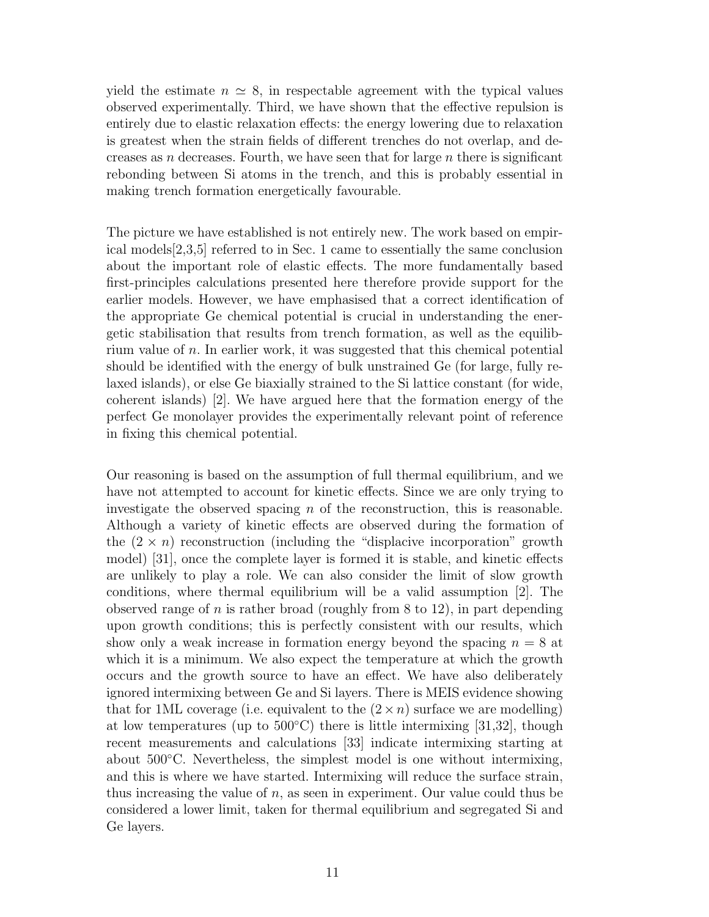yield the estimate $n \simeq 8$, in respectable agreement with the typical values observed experimentally. Third, we have shown that the effective repulsion is entirely due to elastic relaxation effects: the energy lowering due to relaxation is greatest when the strain fields of different trenches do not overlap, and decreases as $n$ decreases. Fourth, we have seen that for large $n$ there is significant rebonding between Si atoms in the trench, and this is probably essential in making trench formation energetically favourable.

The picture we have established is not entirely new. The work based on empirical models[2,3,5] referred to in Sec. 1 came to essentially the same conclusion about the important role of elastic effects. The more fundamentally based first-principles calculations presented here therefore provide support for the earlier models. However, we have emphasised that a correct identification of the appropriate Ge chemical potential is crucial in understanding the energetic stabilisation that results from trench formation, as well as the equilibrium value of $n$. In earlier work, it was suggested that this chemical potential should be identified with the energy of bulk unstrained Ge (for large, fully relaxed islands), or else Ge biaxially strained to the Si lattice constant (for wide, coherent islands) [2]. We have argued here that the formation energy of the perfect Ge monolayer provides the experimentally relevant point of reference in fixing this chemical potential.

Our reasoning is based on the assumption of full thermal equilibrium, and we have not attempted to account for kinetic effects. Since we are only trying to investigate the observed spacing $n$ of the reconstruction, this is reasonable. Although a variety of kinetic effects are observed during the formation of the $(2 \times n)$ reconstruction (including the "displacive incorporation" growth model) [31], once the complete layer is formed it is stable, and kinetic effects are unlikely to play a role. We can also consider the limit of slow growth conditions, where thermal equilibrium will be a valid assumption [2]. The observed range of $n$ is rather broad (roughly from 8 to 12), in part depending upon growth conditions; this is perfectly consistent with our results, which show only a weak increase in formation energy beyond the spacing $n = 8$ at which it is a minimum. We also expect the temperature at which the growth occurs and the growth source to have an effect. We have also deliberately ignored intermixing between Ge and Si layers. There is MEIS evidence showing that for 1ML coverage (i.e. equivalent to the $(2 \times n)$ surface we are modelling) at low temperatures (up to 500°C) there is little intermixing [31,32], though recent measurements and calculations [33] indicate intermixing starting at about 500°C. Nevertheless, the simplest model is one without intermixing, and this is where we have started. Intermixing will reduce the surface strain, thus increasing the value of $n$, as seen in experiment. Our value could thus be considered a lower limit, taken for thermal equilibrium and segregated Si and Ge layers.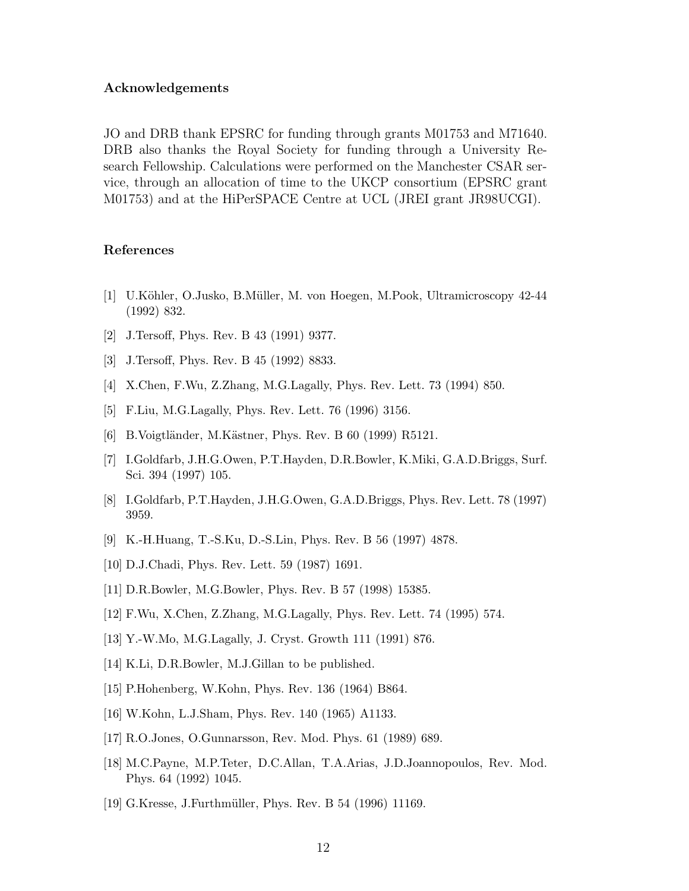### Acknowledgements

JO and DRB thank EPSRC for funding through grants M01753 and M71640. DRB also thanks the Royal Society for funding through a University Research Fellowship. Calculations were performed on the Manchester CSAR service, through an allocation of time to the UKCP consortium (EPSRC grant M01753) and at the HiPerSPACE Centre at UCL (JREI grant JR98UCGI).

### References

[1] U.Köhler, O.Jusko, B.Müller, M. von Hoegen, M.Pook, Ultramicroscopy 42-44 (1992) 832.

[2] J.Tersoff, Phys. Rev. B 43 (1991) 9377.

[3] J.Tersoff, Phys. Rev. B 45 (1992) 8833.

[4] X.Chen, F.Wu, Z.Zhang, M.G.Lagally, Phys. Rev. Lett. 73 (1994) 850.

[5] F.Liu, M.G.Lagally, Phys. Rev. Lett. 76 (1996) 3156.

[6] B.Voigtländer, M.Kästner, Phys. Rev. B 60 (1999) R5121.

[7] I.Goldfarb, J.H.G.Owen, P.T.Hayden, D.R.Bowler, K.Miki, G.A.D.Briggs, Surf. Sci. 394 (1997) 105.

[8] I.Goldfarb, P.T.Hayden, J.H.G.Owen, G.A.D.Briggs, Phys. Rev. Lett. 78 (1997) 3959.

[9] K.-H.Huang, T.-S.Ku, D.-S.Lin, Phys. Rev. B 56 (1997) 4878.

[10] D.J.Chadi, Phys. Rev. Lett. 59 (1987) 1691.

[11] D.R.Bowler, M.G.Bowler, Phys. Rev. B 57 (1998) 15385.

[12] F.Wu, X.Chen, Z.Zhang, M.G.Lagally, Phys. Rev. Lett. 74 (1995) 574.

[13] Y.-W.Mo, M.G.Lagally, J. Cryst. Growth 111 (1991) 876.

[14] K.Li, D.R.Bowler, M.J.Gillan to be published.

[15] P.Hohenberg, W.Kohn, Phys. Rev. 136 (1964) B864.

[16] W.Kohn, L.J.Sham, Phys. Rev. 140 (1965) A1133.

[17] R.O.Jones, O.Gunnarsson, Rev. Mod. Phys. 61 (1989) 689.

[18] M.C.Payne, M.P.Teter, D.C.Allan, T.A.Arias, J.D.Joannopoulos, Rev. Mod. Phys. 64 (1992) 1045.

[19] G.Kresse, J.Furthmüller, Phys. Rev. B 54 (1996) 11169.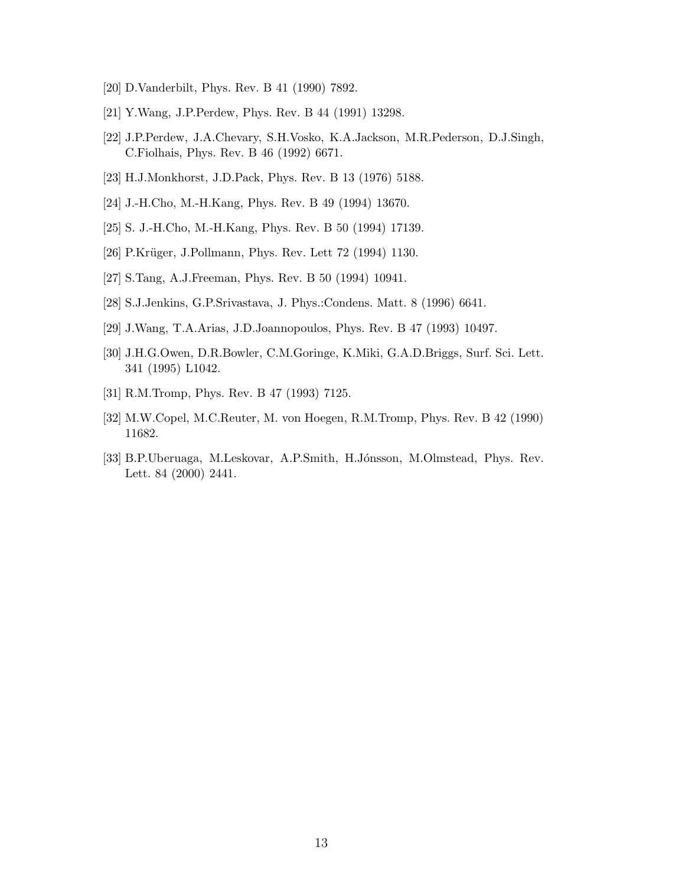[20] D.Vanderbilt, Phys. Rev. B 41 (1990) 7892.

[21] Y.Wang, J.P.Perdew, Phys. Rev. B 44 (1991) 13298.

[22] J.P.Perdew, J.A.Chevary, S.H.Vosko, K.A.Jackson, M.R.Pederson, D.J.Singh, C.Fiolhais, Phys. Rev. B 46 (1992) 6671.

[23] H.J.Monkhorst, J.D.Pack, Phys. Rev. B 13 (1976) 5188.

[24] J.-H.Cho, M.-H.Kang, Phys. Rev. B 49 (1994) 13670.

[25] S. J.-H.Cho, M.-H.Kang, Phys. Rev. B 50 (1994) 17139.

[26] P.Krüger, J.Pollmann, Phys. Rev. Lett 72 (1994) 1130.

[27] S.Tang, A.J.Freeman, Phys. Rev. B 50 (1994) 10941.

[28] S.J.Jenkins, G.P.Srivastava, J. Phys.:Condens. Matt. 8 (1996) 6641.

[29] J.Wang, T.A.Arias, J.D.Joannopoulos, Phys. Rev. B 47 (1993) 10497.

[30] J.H.G.Owen, D.R.Bowler, C.M.Goringe, K.Miki, G.A.D.Briggs, Surf. Sci. Lett. 341 (1995) L1042.

[31] R.M.Tromp, Phys. Rev. B 47 (1993) 7125.

[32] M.W.Copel, M.C.Reuter, M. von Hoegen, R.M.Tromp, Phys. Rev. B 42 (1990) 11682.

[33] B.P.Uberuaga, M.Leskovar, A.P.Smith, H.Jónsson, M.Olmstead, Phys. Rev. Lett. 84 (2000) 2441.